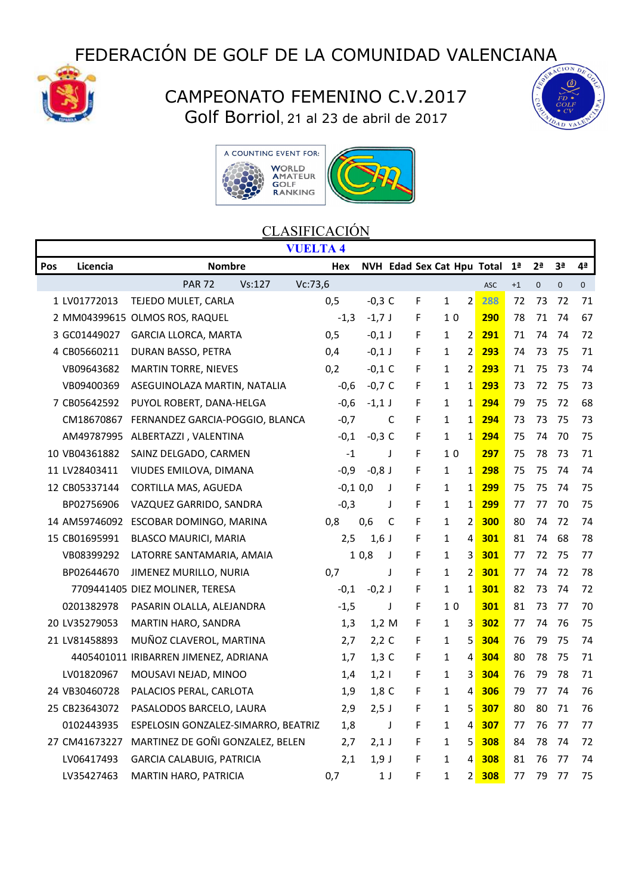# FEDERACIÓN DE GOLF DE LA COMUNIDAD VALENCIANA

## CAMPEONATO FEMENINO C.V.2017

Golf Borriol, 21 al 23 de abril de 2017

A COUNTING EVENT FOR: WORLD AMATEUR GOLF RANKING

## CLASIFICACIÓN

**VUELTA 4**

| Pos | Licencia | Nombre | Hex | NVH | Edad | Sex | Cat | Hpu | Total | 1ª | 2ª | 3ª | 4ª |
|---|---|---|---|---|---|---|---|---|---|---|---|---|---|
| | | PAR 72 Vs:127 Vc:73,6 | | | | | | | ASC | +1 | 0 | 0 | 0 |
| 1 | LV01772013 | TEJEDO MULET, CARLA | 0,5 | -0,3 | C | F | 1 | 2 | 288 | 72 | 73 | 72 | 71 |
| 2 | MM04399615 | OLMOS ROS, RAQUEL | -1,3 | -1,7 | J | F | 1 | 0 | 290 | 78 | 71 | 74 | 67 |
| 3 | GC01449027 | GARCIA LLORCA, MARTA | 0,5 | -0,1 | J | F | 1 | 2 | 291 | 71 | 74 | 74 | 72 |
| 4 | CB05660211 | DURAN BASSO, PETRA | 0,4 | -0,1 | J | F | 1 | 2 | 293 | 74 | 73 | 75 | 71 |
| | VB09643682 | MARTIN TORRE, NIEVES | 0,2 | -0,1 | C | F | 1 | 2 | 293 | 71 | 75 | 73 | 74 |
| | VB09400369 | ASEGUINOLAZA MARTIN, NATALIA | -0,6 | -0,7 | C | F | 1 | 1 | 293 | 73 | 72 | 75 | 73 |
| 7 | CB05642592 | PUYOL ROBERT, DANA-HELGA | -0,6 | -1,1 | J | F | 1 | 1 | 294 | 79 | 75 | 72 | 68 |
| | CM18670867 | FERNANDEZ GARCIA-POGGIO, BLANCA | -0,7 | | C | F | 1 | 1 | 294 | 73 | 73 | 75 | 73 |
| | AM49787995 | ALBERTAZZI , VALENTINA | -0,1 | -0,3 | C | F | 1 | 1 | 294 | 75 | 74 | 70 | 75 |
| 10 | VB04361882 | SAINZ DELGADO, CARMEN | -1 | | J | F | 1 | 0 | 297 | 75 | 78 | 73 | 71 |
| 11 | LV28403411 | VIUDES EMILOVA, DIMANA | -0,9 | -0,8 | J | F | 1 | 1 | 298 | 75 | 75 | 74 | 74 |
| 12 | CB05337144 | CORTILLA MAS, AGUEDA | -0,1 | 0,0 | J | F | 1 | 1 | 299 | 75 | 75 | 74 | 75 |
| | BP02756906 | VAZQUEZ GARRIDO, SANDRA | -0,3 | | J | F | 1 | 1 | 299 | 77 | 77 | 70 | 75 |
| 14 | AM59746092 | ESCOBAR DOMINGO, MARINA | 0,8 | 0,6 | C | F | 1 | 2 | 300 | 80 | 74 | 72 | 74 |
| 15 | CB01695991 | BLASCO MAURICI, MARIA | 2,5 | 1,6 | J | F | 1 | 4 | 301 | 81 | 74 | 68 | 78 |
| | VB08399292 | LATORRE SANTAMARIA, AMAIA | 1 | 0,8 | J | F | 1 | 3 | 301 | 77 | 72 | 75 | 77 |
| | BP02644670 | JIMENEZ MURILLO, NURIA | 0,7 | | J | F | 1 | 2 | 301 | 77 | 74 | 72 | 78 |
| | 7709441405 | DIEZ MOLINER, TERESA | -0,1 | -0,2 | J | F | 1 | 1 | 301 | 82 | 73 | 74 | 72 |
| | 0201382978 | PASARIN OLALLA, ALEJANDRA | -1,5 | | J | F | 1 | 0 | 301 | 81 | 73 | 77 | 70 |
| 20 | LV35279053 | MARTIN HARO, SANDRA | 1,3 | 1,2 | M | F | 1 | 3 | 302 | 77 | 74 | 76 | 75 |
| 21 | LV81458893 | MUÑOZ CLAVEROL, MARTINA | 2,7 | 2,2 | C | F | 1 | 5 | 304 | 76 | 79 | 75 | 74 |
| | 4405401011 | IRIBARREN JIMENEZ, ADRIANA | 1,7 | 1,3 | C | F | 1 | 4 | 304 | 80 | 78 | 75 | 71 |
| | LV01820967 | MOUSAVI NEJAD, MINOO | 1,4 | 1,2 | I | F | 1 | 3 | 304 | 76 | 79 | 78 | 71 |
| 24 | VB30460728 | PALACIOS PERAL, CARLOTA | 1,9 | 1,8 | C | F | 1 | 4 | 306 | 79 | 77 | 74 | 76 |
| 25 | CB23643072 | PASALODOS BARCELO, LAURA | 2,9 | 2,5 | J | F | 1 | 5 | 307 | 80 | 80 | 71 | 76 |
| | 0102443935 | ESPELOSIN GONZALEZ-SIMARRO, BEATRIZ | 1,8 | | J | F | 1 | 4 | 307 | 77 | 76 | 77 | 77 |
| 27 | CM41673227 | MARTINEZ DE GOÑI GONZALEZ, BELEN | 2,7 | 2,1 | J | F | 1 | 5 | 308 | 84 | 78 | 74 | 72 |
| | LV06417493 | GARCIA CALABUIG, PATRICIA | 2,1 | 1,9 | J | F | 1 | 4 | 308 | 81 | 76 | 77 | 74 |
| | LV35427463 | MARTIN HARO, PATRICIA | 0,7 | 1 | J | F | 1 | 2 | 308 | 77 | 79 | 77 | 75 |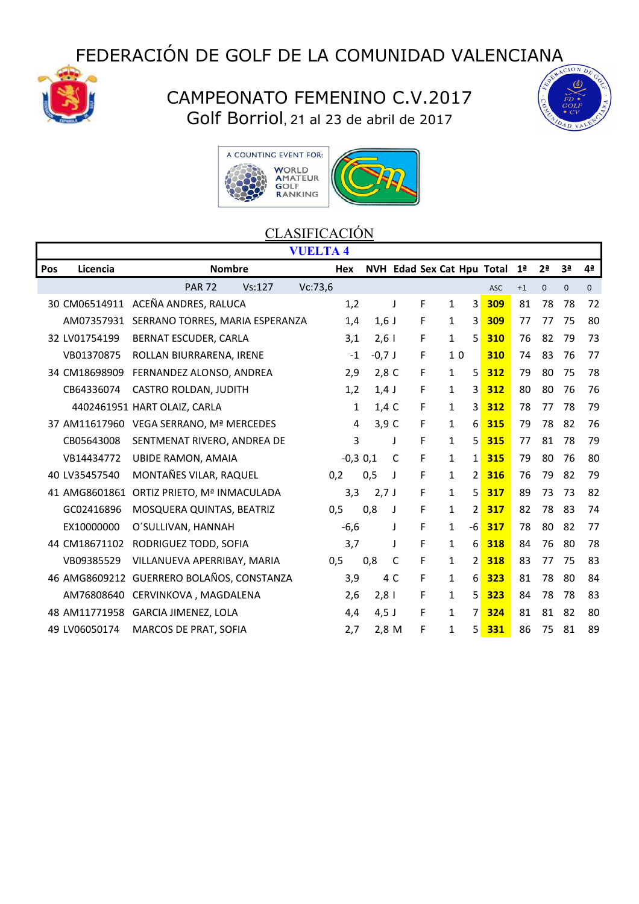# FEDERACIÓN DE GOLF DE LA COMUNIDAD VALENCIANA

## CAMPEONATO FEMENINO C.V.2017

Golf Borriol, 21 al 23 de abril de 2017

A COUNTING EVENT FOR: WORLD AMATEUR GOLF RANKING

### CLASIFICACIÓN

**VUELTA 4**

| Pos | Licencia | Nombre | Hex | NVH | Edad | Sex | Cat | Hpu | Total | 1ª | 2ª | 3ª | 4ª |
|---|---|---|---|---|---|---|---|---|---|---|---|---|---|
| | | PAR 72 Vs:127 Vc:73,6 | | | | | | | ASC | +1 | 0 | 0 | 0 |
| 30 | CM06514911 | ACEÑA ANDRES, RALUCA | 1,2 | | J | F | 1 | 3 | **309** | 81 | 78 | 78 | 72 |
| | AM07357931 | SERRANO TORRES, MARIA ESPERANZA | 1,4 | 1,6 | J | F | 1 | 3 | **309** | 77 | 77 | 75 | 80 |
| 32 | LV01754199 | BERNAT ESCUDER, CARLA | 3,1 | 2,6 | I | F | 1 | 5 | **310** | 76 | 82 | 79 | 73 |
| | VB01370875 | ROLLAN BIURRARENA, IRENE | -1 | -0,7 | J | F | 1 | 0 | **310** | 74 | 83 | 76 | 77 |
| 34 | CM18698909 | FERNANDEZ ALONSO, ANDREA | 2,9 | 2,8 | C | F | 1 | 5 | **312** | 79 | 80 | 75 | 78 |
| | CB64336074 | CASTRO ROLDAN, JUDITH | 1,2 | 1,4 | J | F | 1 | 3 | **312** | 80 | 80 | 76 | 76 |
| | 4402461951 | HART OLAIZ, CARLA | 1 | 1,4 | C | F | 1 | 3 | **312** | 78 | 77 | 78 | 79 |
| 37 | AM11617960 | VEGA SERRANO, Mª MERCEDES | 4 | 3,9 | C | F | 1 | 6 | **315** | 79 | 78 | 82 | 76 |
| | CB05643008 | SENTMENAT RIVERO, ANDREA DE | 3 | | J | F | 1 | 5 | **315** | 77 | 81 | 78 | 79 |
| | VB14434772 | UBIDE RAMON, AMAIA | -0,3 | 0,1 | C | F | 1 | 1 | **315** | 79 | 80 | 76 | 80 |
| 40 | LV35457540 | MONTAÑES VILAR, RAQUEL | 0,2 | 0,5 | J | F | 1 | 2 | **316** | 76 | 79 | 82 | 79 |
| 41 | AMG8601861 | ORTIZ PRIETO, Mª INMACULADA | 3,3 | 2,7 | J | F | 1 | 5 | **317** | 89 | 73 | 73 | 82 |
| | GC02416896 | MOSQUERA QUINTAS, BEATRIZ | 0,5 | 0,8 | J | F | 1 | 2 | **317** | 82 | 78 | 83 | 74 |
| | EX10000000 | O´SULLIVAN, HANNAH | -6,6 | | J | F | 1 | -6 | **317** | 78 | 80 | 82 | 77 |
| 44 | CM18671102 | RODRIGUEZ TODD, SOFIA | 3,7 | | J | F | 1 | 6 | **318** | 84 | 76 | 80 | 78 |
| | VB09385529 | VILLANUEVA APERRIBAY, MARIA | 0,5 | 0,8 | C | F | 1 | 2 | **318** | 83 | 77 | 75 | 83 |
| 46 | AMG8609212 | GUERRERO BOLAÑOS, CONSTANZA | 3,9 | 4 | C | F | 1 | 6 | **323** | 81 | 78 | 80 | 84 |
| | AM76808640 | CERVINKOVA , MAGDALENA | 2,6 | 2,8 | I | F | 1 | 5 | **323** | 84 | 78 | 78 | 83 |
| 48 | AM11771958 | GARCIA JIMENEZ, LOLA | 4,4 | 4,5 | J | F | 1 | 7 | **324** | 81 | 81 | 82 | 80 |
| 49 | LV06050174 | MARCOS DE PRAT, SOFIA | 2,7 | 2,8 | M | F | 1 | 5 | **331** | 86 | 75 | 81 | 89 |